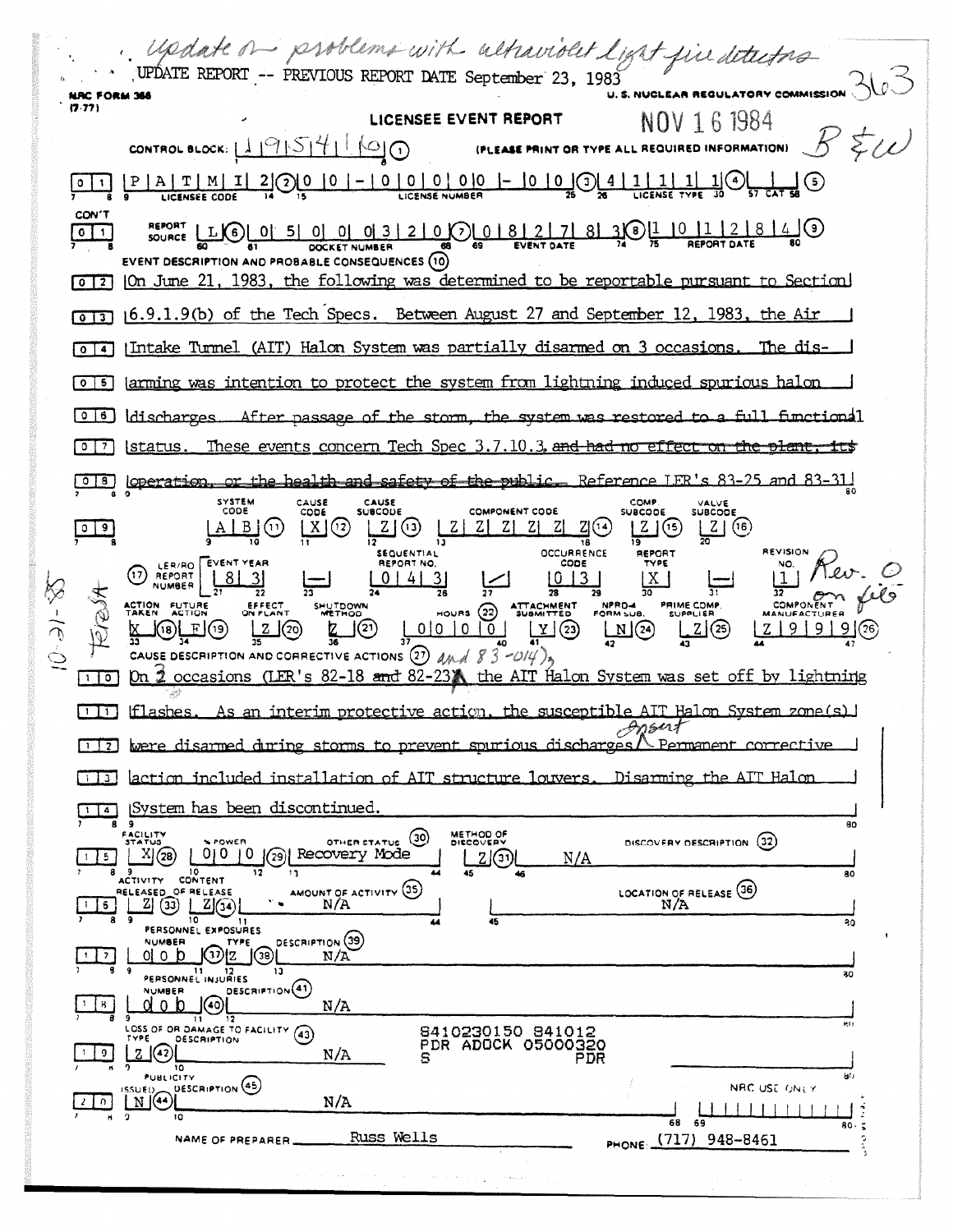*Update on problems with ultraviolet light fire detectors*

UPDATE REPORT -- PREVIOUS REPORT DATE September 23, 1983

363

NRC FORM 366 (7-77)

U. S. NUCLEAR REGULATORY COMMISSION

# LICENSEE EVENT REPORT

NOV 16 1984

B&W

CONTROL BLOCK: 1 9 5 4 1 0 (1) (PLEASE PRINT OR TYPE ALL REQUIRED INFORMATION)

01 | P A T M I 2 (2) | 0 0 - 0 0 0 0 0 - 0 0 (3) | 4 1 1 1 1 (4) | (5)
LICENSEE CODE | LICENSE NUMBER | LICENSE TYPE | CAT

CON'T 01 | REPORT SOURCE L (6) | 0 5 0 0 0 3 2 0 (7) DOCKET NUMBER | 0 8 2 7 8 3 (8) EVENT DATE | 1 0 1 2 8 4 (9) REPORT DATE

EVENT DESCRIPTION AND PROBABLE CONSEQUENCES (10)

On June 21, 1983, the following was determined to be reportable pursuant to Section 6.9.1.9(b) of the Tech Specs. Between August 27 and September 12, 1983, the Air Intake Tunnel (AIT) Halon System was partially disarmed on 3 occasions. The disarming was intention to protect the system from lightning induced spurious halon ~~discharges. After passage of the storm, the system was restored to a full functional~~ status. These events concern Tech Spec 3.7.10.3. ~~and had no effect on the plant, its operation, or the health and safety of the public.~~ Reference LER's 83-25 and 83-31

| SYSTEM CODE | CAUSE CODE | CAUSE SUBCODE | COMPONENT CODE | COMP. SUBCODE | VALVE SUBCODE |
|---|---|---|---|---|---|
| A B (11) | X (12) | Z (13) | Z Z Z Z Z Z (14) | Z (15) | Z (16) |

| LER/RO REPORT NUMBER (17) | EVENT YEAR | | SEQUENTIAL REPORT NO. | | OCCURRENCE CODE | REPORT TYPE | | REVISION NO. |
|---|---|---|---|---|---|---|---|---|
| | 8 3 | — | 0 4 3 | / | 0 3 | X | — | 1 |

*Rev. 0 on file*

| ACTION TAKEN | FUTURE ACTION | EFFECT ON PLANT | SHUTDOWN METHOD | HOURS (22) | ATTACHMENT SUBMITTED | NPRD-4 FORM SUB. | PRIME COMP. SUPPLIER | COMPONENT MANUFACTURER |
|---|---|---|---|---|---|---|---|---|
| X (18) | F (19) | Z (20) | Z (21) | 0 0 0 0 0 | Y (23) | N (24) | Z (25) | Z 9 9 9 (26) |

*Teresa 10-21-85*

CAUSE DESCRIPTION AND CORRECTIVE ACTIONS (27)

On 3 occasions (LER's 82-18, 82-23 *and 83-014*), the AIT Halon System was set off by lightning flashes. As an interim protective action, the susceptible AIT Halon System zone(s) were disarmed during storms to prevent spurious discharges. *Insert* Permanent corrective action included installation of AIT structure louvers. Disarming the AIT Halon System has been discontinued.

| FACILITY STATUS | % POWER | OTHER STATUS (30) | METHOD OF DISCOVERY | DISCOVERY DESCRIPTION (32) |
|---|---|---|---|---|
| X (28) | 0 0 0 (29) | Recovery Mode | Z (31) | N/A |

| ACTIVITY RELEASED | CONTENT OF RELEASE | AMOUNT OF ACTIVITY (35) | LOCATION OF RELEASE (36) |
|---|---|---|---|
| Z (33) | Z (34) | N/A | N/A |

PERSONNEL EXPOSURES

| NUMBER | TYPE | DESCRIPTION (39) |
|---|---|---|
| 0 0 0 (37) | Z (38) | N/A |

PERSONNEL INJURIES

| NUMBER | DESCRIPTION (41) |
|---|---|
| 0 0 0 (40) | N/A |

LOSS OF OR DAMAGE TO FACILITY (43)

| TYPE | DESCRIPTION |
|---|---|
| Z (42) | N/A |

8410230150 841012
PDR ADOCK 05000320
S PDR

PUBLICITY

| ISSUED | DESCRIPTION (45) |
|---|---|
| N (44) | N/A |

NRC USE ONLY

NAME OF PREPARER: Russ Wells PHONE: (717) 948-8461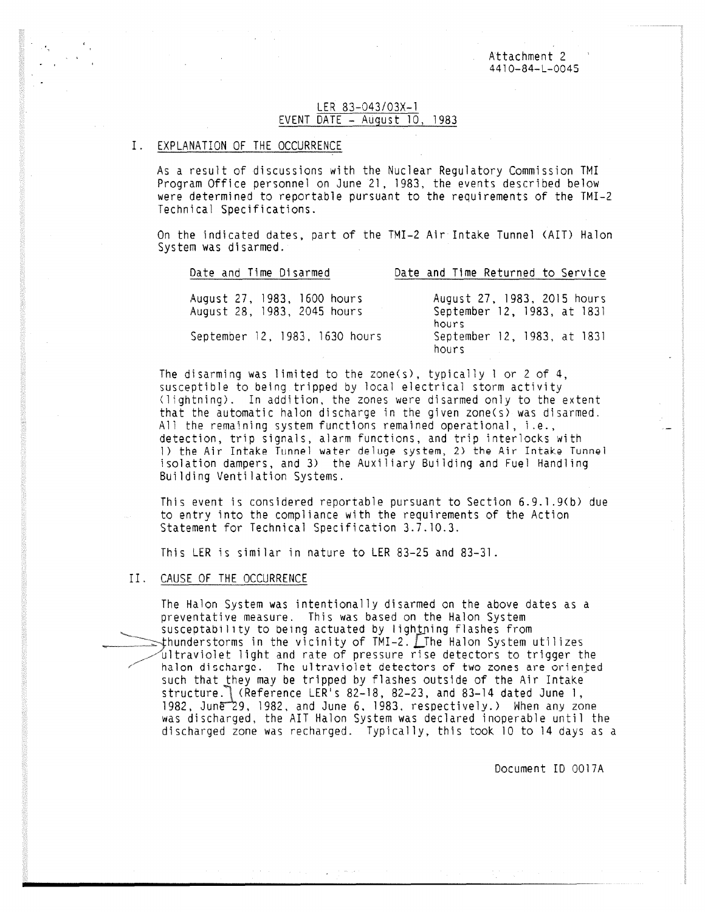Attachment 2
4410-84-L-0045

LER 83-043/03X-1
EVENT DATE - August 10, 1983

## I. EXPLANATION OF THE OCCURRENCE

As a result of discussions with the Nuclear Regulatory Commission TMI Program Office personnel on June 21, 1983, the events described below were determined to reportable pursuant to the requirements of the TMI-2 Technical Specifications.

On the indicated dates, part of the TMI-2 Air Intake Tunnel (AIT) Halon System was disarmed.

| Date and Time Disarmed | Date and Time Returned to Service |
|---|---|
| August 27, 1983, 1600 hours | August 27, 1983, 2015 hours |
| August 28, 1983, 2045 hours | September 12, 1983, at 1831 hours |
| September 12, 1983, 1630 hours | September 12, 1983, at 1831 hours |

The disarming was limited to the zone(s), typically 1 or 2 of 4, susceptible to being tripped by local electrical storm activity (lightning). In addition, the zones were disarmed only to the extent that the automatic halon discharge in the given zone(s) was disarmed. All the remaining system functions remained operational, i.e., detection, trip signals, alarm functions, and trip interlocks with 1) the Air Intake Tunnel water deluge system, 2) the Air Intake Tunnel isolation dampers, and 3) the Auxiliary Building and Fuel Handling Building Ventilation Systems.

This event is considered reportable pursuant to Section 6.9.1.9(b) due to entry into the compliance with the requirements of the Action Statement for Technical Specification 3.7.10.3.

This LER is similar in nature to LER 83-25 and 83-31.

## II. CAUSE OF THE OCCURRENCE

The Halon System was intentionally disarmed on the above dates as a preventative measure. This was based on the Halon System susceptability to being actuated by lightning flashes from thunderstorms in the vicinity of TMI-2. [The Halon System utilizes ultraviolet light and rate of pressure rise detectors to trigger the halon discharge. The ultraviolet detectors of two zones are oriented such that they may be tripped by flashes outside of the Air Intake structure.] (Reference LER's 82-18, 82-23, and 83-14 dated June 1, 1982, June 29, 1982, and June 6, 1983, respectively.) When any zone was discharged, the AIT Halon System was declared inoperable until the discharged zone was recharged. Typically, this took 10 to 14 days as a

Document ID 0017A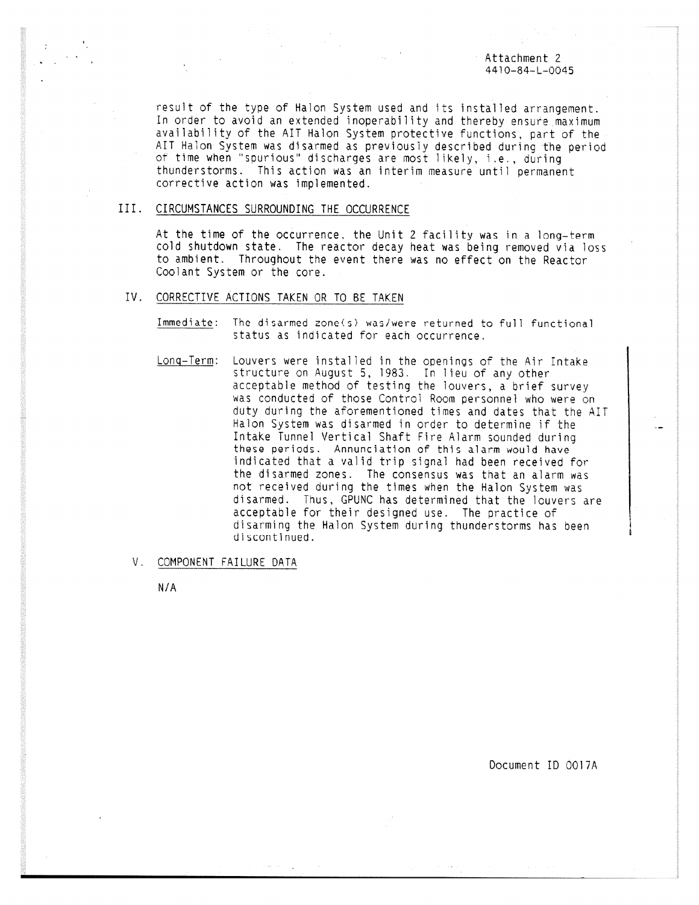result of the type of Halon System used and its installed arrangement. In order to avoid an extended inoperability and thereby ensure maximum availability of the AIT Halon System protective functions, part of the AIT Halon System was disarmed as previously described during the period of time when "spurious" discharges are most likely, i.e., during thunderstorms. This action was an interim measure until permanent corrective action was implemented.

## III. CIRCUMSTANCES SURROUNDING THE OCCURRENCE

At the time of the occurrence, the Unit 2 facility was in a long-term cold shutdown state. The reactor decay heat was being removed via loss to ambient. Throughout the event there was no effect on the Reactor Coolant System or the core.

## IV. CORRECTIVE ACTIONS TAKEN OR TO BE TAKEN

Immediate: The disarmed zone(s) was/were returned to full functional status as indicated for each occurrence.

Long-Term: Louvers were installed in the openings of the Air Intake structure on August 5, 1983. In lieu of any other acceptable method of testing the louvers, a brief survey was conducted of those Control Room personnel who were on duty during the aforementioned times and dates that the AIT Halon System was disarmed in order to determine if the Intake Tunnel Vertical Shaft Fire Alarm sounded during these periods. Annunciation of this alarm would have indicated that a valid trip signal had been received for the disarmed zones. The consensus was that an alarm was not received during the times when the Halon System was disarmed. Thus, GPUNC has determined that the louvers are acceptable for their designed use. The practice of disarming the Halon System during thunderstorms has been discontinued.

## V. COMPONENT FAILURE DATA

N/A

Document ID 0017A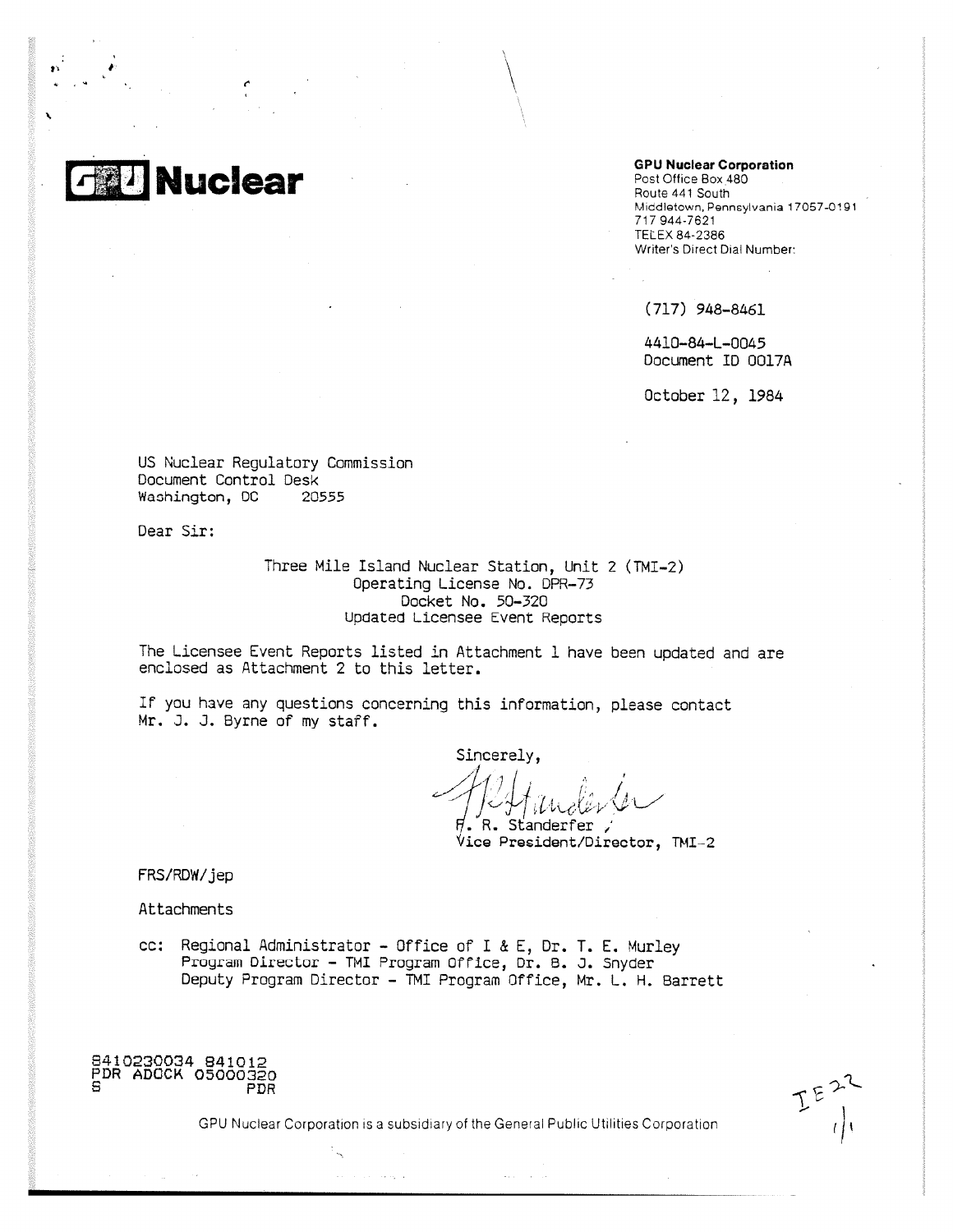**GPU Nuclear**

**GPU Nuclear Corporation**
Post Office Box 480
Route 441 South
Middletown, Pennsylvania 17057-0191
717 944-7621
TELEX 84-2386
Writer's Direct Dial Number:

(717) 948-8461

4410-84-L-0045
Document ID 0017A

October 12, 1984

US Nuclear Regulatory Commission
Document Control Desk
Washington, DC 20555

Dear Sir:

Three Mile Island Nuclear Station, Unit 2 (TMI-2)
Operating License No. DPR-73
Docket No. 50-320
Updated Licensee Event Reports

The Licensee Event Reports listed in Attachment 1 have been updated and are enclosed as Attachment 2 to this letter.

If you have any questions concerning this information, please contact Mr. J. J. Byrne of my staff.

Sincerely,

F. R. Standerfer
Vice President/Director, TMI-2

FRS/RDW/jep

Attachments

cc: Regional Administrator - Office of I & E, Dr. T. E. Murley
Program Director - TMI Program Office, Dr. B. J. Snyder
Deputy Program Director - TMI Program Office, Mr. L. H. Barrett

8410230034 841012
PDR ADOCK 05000320
S PDR

IE22 1/1

GPU Nuclear Corporation is a subsidiary of the General Public Utilities Corporation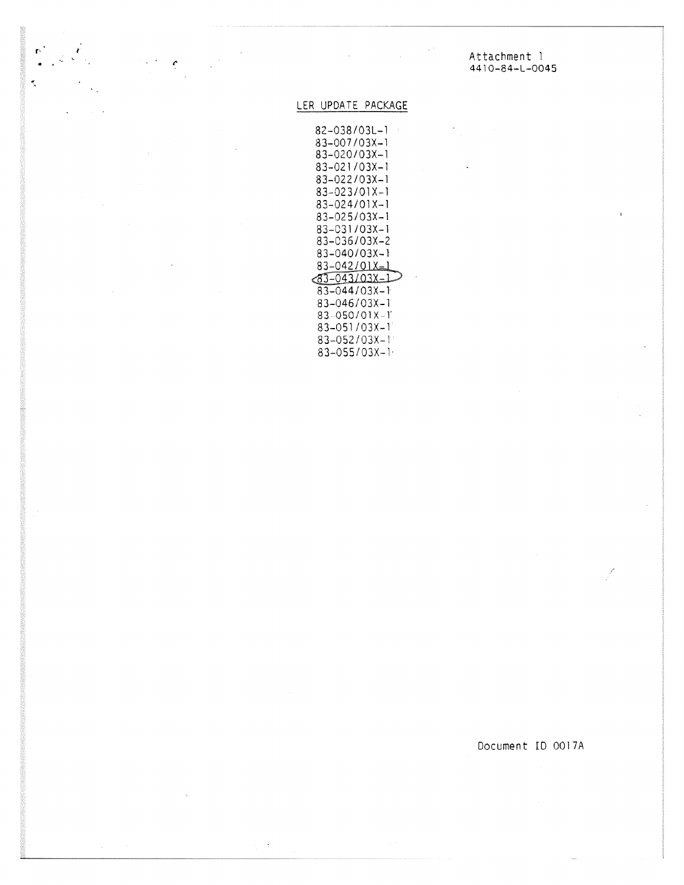Attachment 1
4410-84-L-0045

## LER UPDATE PACKAGE

82-038/03L-1
83-007/03X-1
83-020/03X-1
83-021/03X-1
83-022/03X-1
83-023/01X-1
83-024/01X-1
83-025/03X-1
83-031/03X-1
83-036/03X-2
83-040/03X-1
83-042/01X-1
83-043/03X-1
83-044/03X-1
83-046/03X-1
83-050/01X-1
83-051/03X-1
83-052/03X-1
83-055/03X-1

Document ID 0017A